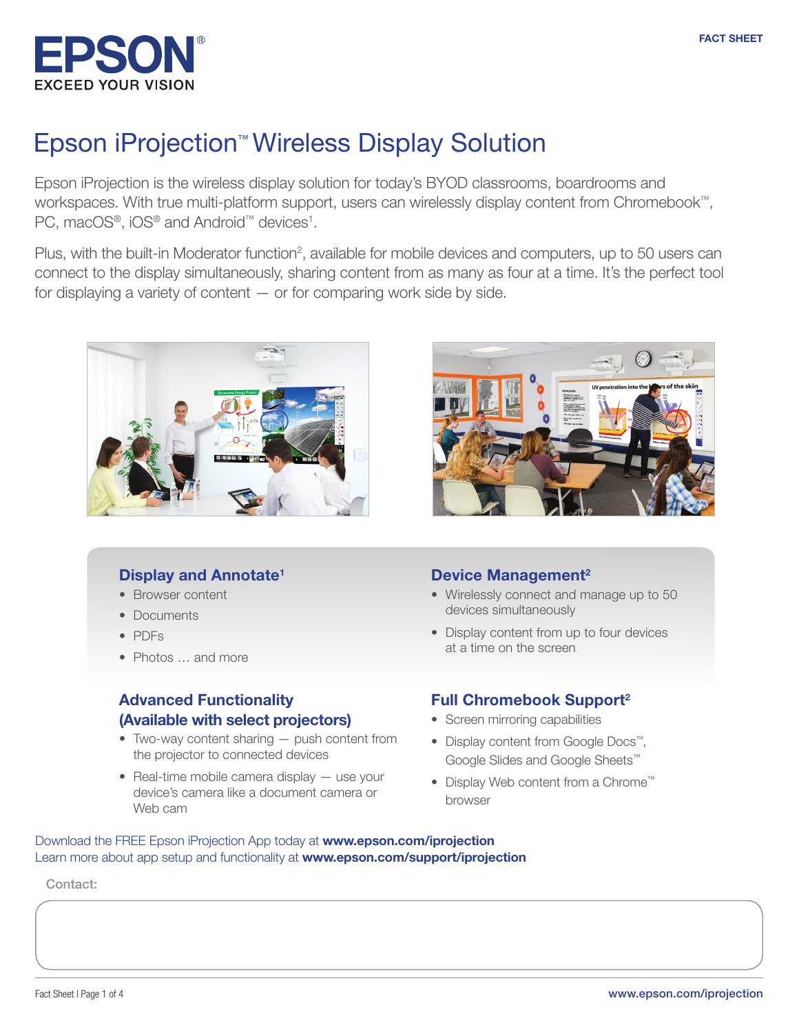EPSON
EXCEED YOUR VISION

FACT SHEET

# Epson iProjection™ Wireless Display Solution

Epson iProjection is the wireless display solution for today's BYOD classrooms, boardrooms and workspaces. With true multi-platform support, users can wirelessly display content from Chromebook™, PC, macOS®, iOS® and Android™ devices[1].

Plus, with the built-in Moderator function[2], available for mobile devices and computers, up to 50 users can connect to the display simultaneously, sharing content from as many as four at a time. It's the perfect tool for displaying a variety of content — or for comparing work side by side.

## Display and Annotate[1]

- Browser content
- Documents
- PDFs
- Photos … and more

## Device Management[2]

- Wirelessly connect and manage up to 50 devices simultaneously
- Display content from up to four devices at a time on the screen

## Advanced Functionality (Available with select projectors)

- Two-way content sharing — push content from the projector to connected devices
- Real-time mobile camera display — use your device's camera like a document camera or Web cam

## Full Chromebook Support[2]

- Screen mirroring capabilities
- Display content from Google Docs™, Google Slides and Google Sheets™
- Display Web content from a Chrome™ browser

Download the FREE Epson iProjection App today at **www.epson.com/iprojection**
Learn more about app setup and functionality at **www.epson.com/support/iprojection**

Contact: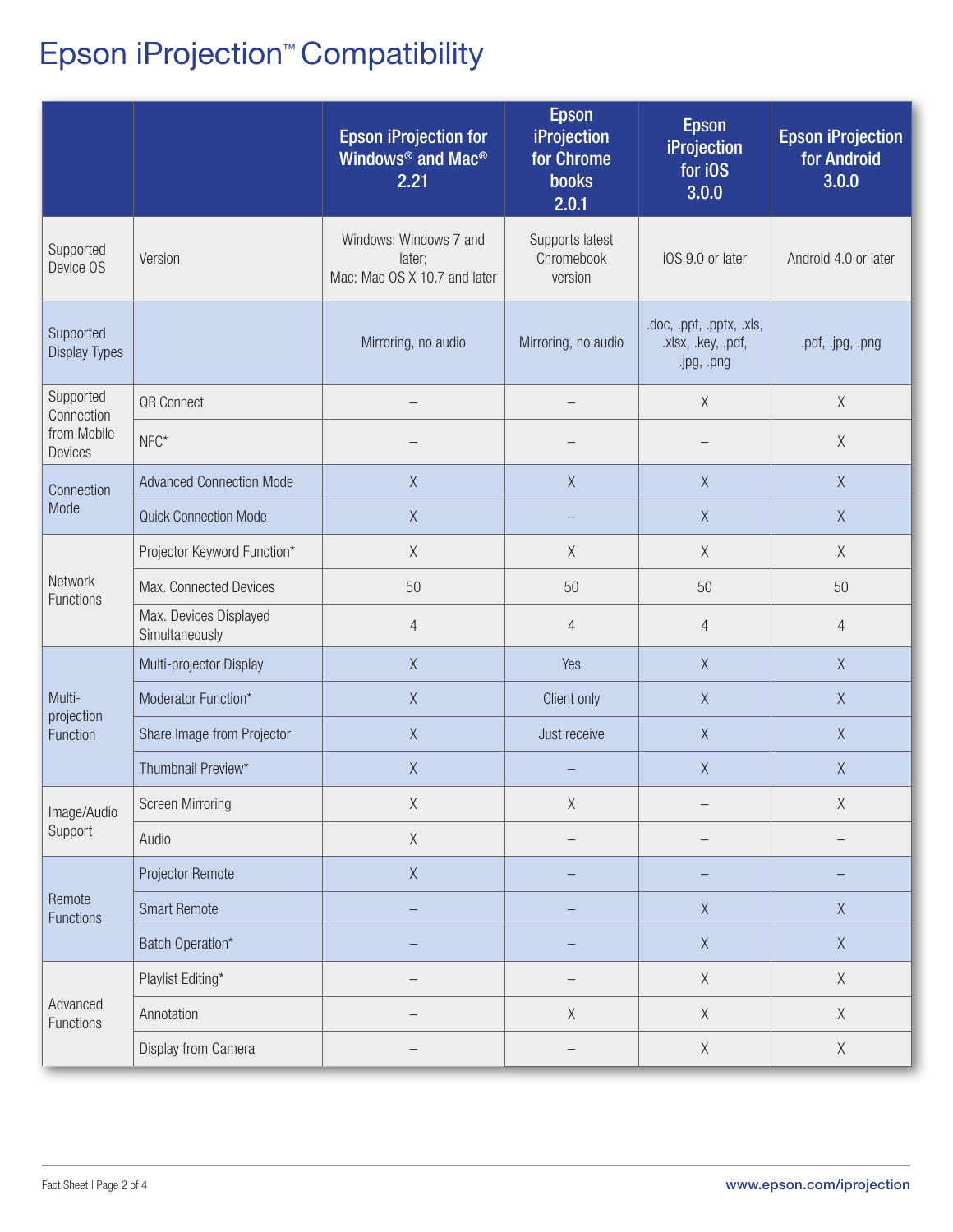# Epson iProjection™ Compatibility

| | | Epson iProjection for Windows® and Mac® 2.21 | Epson iProjection for Chrome books 2.0.1 | Epson iProjection for iOS 3.0.0 | Epson iProjection for Android 3.0.0 |
|---|---|---|---|---|---|
| Supported Device OS | Version | Windows: Windows 7 and later; Mac: Mac OS X 10.7 and later | Supports latest Chromebook version | iOS 9.0 or later | Android 4.0 or later |
| Supported Display Types | | Mirroring, no audio | Mirroring, no audio | .doc, .ppt, .pptx, .xls, .xlsx, .key, .pdf, .jpg, .png | .pdf, .jpg, .png |
| Supported Connection from Mobile Devices | QR Connect | – | – | X | X |
| | NFC* | – | – | – | X |
| Connection Mode | Advanced Connection Mode | X | X | X | X |
| | Quick Connection Mode | X | – | X | X |
| Network Functions | Projector Keyword Function* | X | X | X | X |
| | Max. Connected Devices | 50 | 50 | 50 | 50 |
| | Max. Devices Displayed Simultaneously | 4 | 4 | 4 | 4 |
| Multi-projection Function | Multi-projector Display | X | Yes | X | X |
| | Moderator Function* | X | Client only | X | X |
| | Share Image from Projector | X | Just receive | X | X |
| | Thumbnail Preview* | X | – | X | X |
| Image/Audio Support | Screen Mirroring | X | X | – | X |
| | Audio | X | – | – | – |
| Remote Functions | Projector Remote | X | – | – | – |
| | Smart Remote | – | – | X | X |
| | Batch Operation* | – | – | X | X |
| Advanced Functions | Playlist Editing* | – | – | X | X |
| | Annotation | – | X | X | X |
| | Display from Camera | – | – | X | X |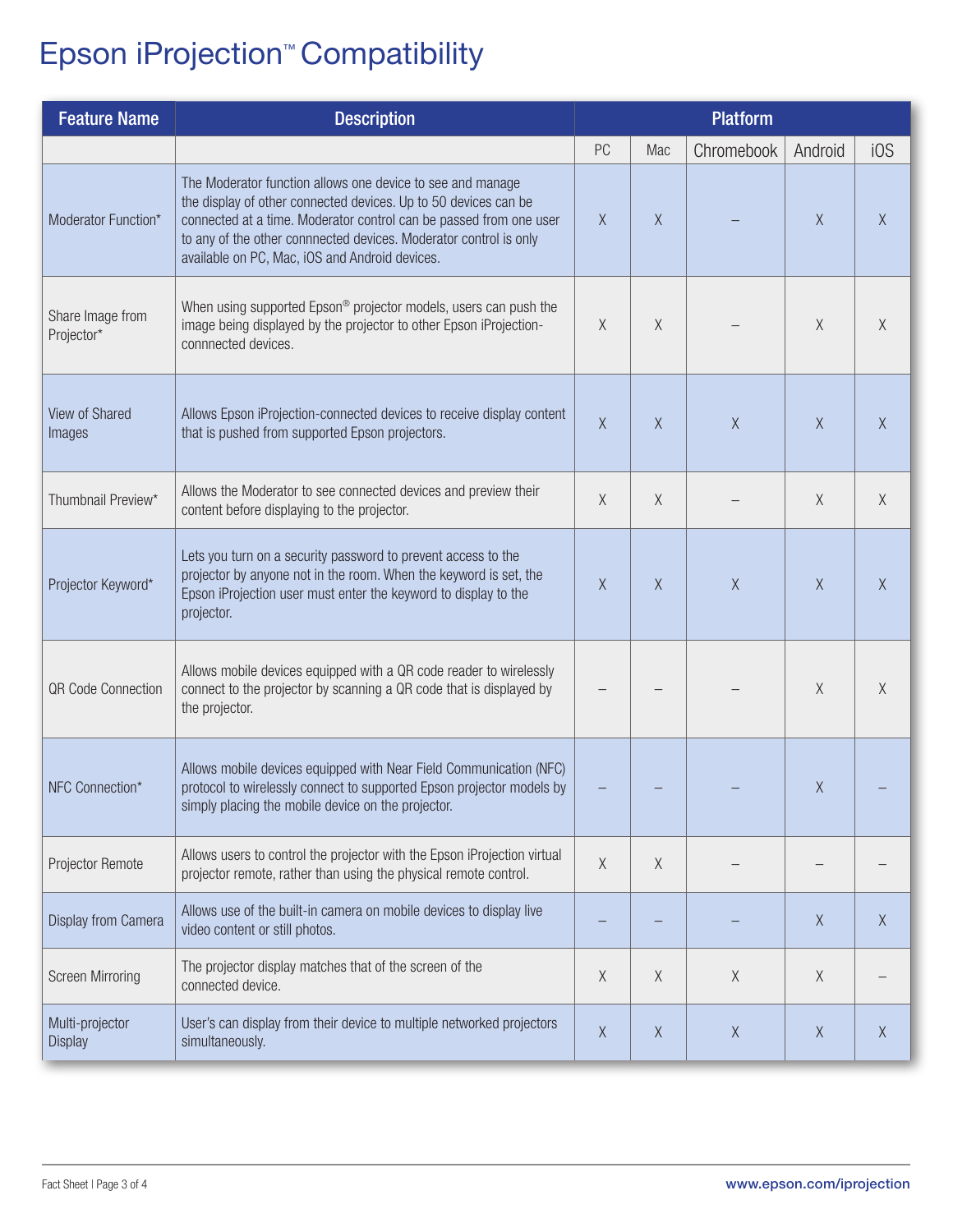# Epson iProjection™ Compatibility

| Feature Name | Description | Platform | | | | |
|---|---|---|---|---|---|---|
| | | PC | Mac | Chromebook | Android | iOS |
| Moderator Function* | The Moderator function allows one device to see and manage the display of other connected devices. Up to 50 devices can be connected at a time. Moderator control can be passed from one user to any of the other connnected devices. Moderator control is only available on PC, Mac, iOS and Android devices. | X | X | – | X | X |
| Share Image from Projector* | When using supported Epson® projector models, users can push the image being displayed by the projector to other Epson iProjection-connnected devices. | X | X | – | X | X |
| View of Shared Images | Allows Epson iProjection-connected devices to receive display content that is pushed from supported Epson projectors. | X | X | X | X | X |
| Thumbnail Preview* | Allows the Moderator to see connected devices and preview their content before displaying to the projector. | X | X | – | X | X |
| Projector Keyword* | Lets you turn on a security password to prevent access to the projector by anyone not in the room. When the keyword is set, the Epson iProjection user must enter the keyword to display to the projector. | X | X | X | X | X |
| QR Code Connection | Allows mobile devices equipped with a QR code reader to wirelessly connect to the projector by scanning a QR code that is displayed by the projector. | – | – | – | X | X |
| NFC Connection* | Allows mobile devices equipped with Near Field Communication (NFC) protocol to wirelessly connect to supported Epson projector models by simply placing the mobile device on the projector. | – | – | – | X | – |
| Projector Remote | Allows users to control the projector with the Epson iProjection virtual projector remote, rather than using the physical remote control. | X | X | – | – | – |
| Display from Camera | Allows use of the built-in camera on mobile devices to display live video content or still photos. | – | – | – | X | X |
| Screen Mirroring | The projector display matches that of the screen of the connected device. | X | X | X | X | – |
| Multi-projector Display | User's can display from their device to multiple networked projectors simultaneously. | X | X | X | X | X |

www.epson.com/iprojection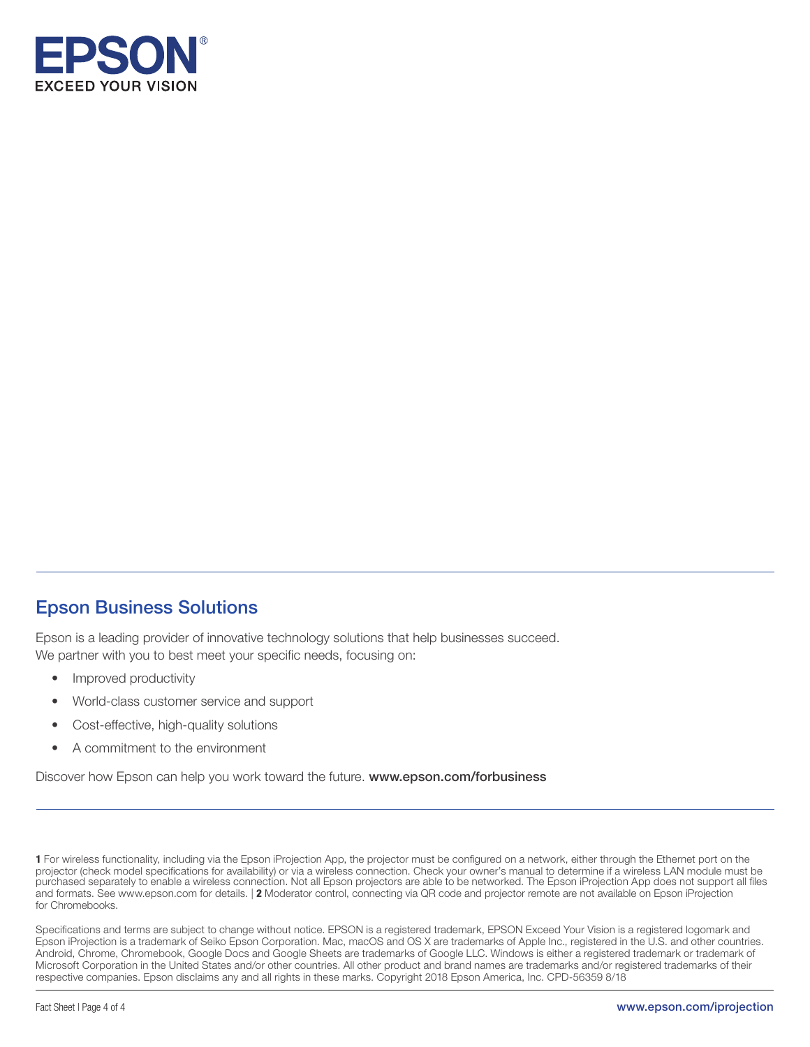EPSON
EXCEED YOUR VISION

## Epson Business Solutions

Epson is a leading provider of innovative technology solutions that help businesses succeed. We partner with you to best meet your specific needs, focusing on:

- Improved productivity
- World-class customer service and support
- Cost-effective, high-quality solutions
- A commitment to the environment

Discover how Epson can help you work toward the future. **www.epson.com/forbusiness**

**1** For wireless functionality, including via the Epson iProjection App, the projector must be configured on a network, either through the Ethernet port on the projector (check model specifications for availability) or via a wireless connection. Check your owner's manual to determine if a wireless LAN module must be purchased separately to enable a wireless connection. Not all Epson projectors are able to be networked. The Epson iProjection App does not support all files and formats. See www.epson.com for details. | **2** Moderator control, connecting via QR code and projector remote are not available on Epson iProjection for Chromebooks.

Specifications and terms are subject to change without notice. EPSON is a registered trademark, EPSON Exceed Your Vision is a registered logomark and Epson iProjection is a trademark of Seiko Epson Corporation. Mac, macOS and OS X are trademarks of Apple Inc., registered in the U.S. and other countries. Android, Chrome, Chromebook, Google Docs and Google Sheets are trademarks of Google LLC. Windows is either a registered trademark or trademark of Microsoft Corporation in the United States and/or other countries. All other product and brand names are trademarks and/or registered trademarks of their respective companies. Epson disclaims any and all rights in these marks. Copyright 2018 Epson America, Inc. CPD-56359 8/18